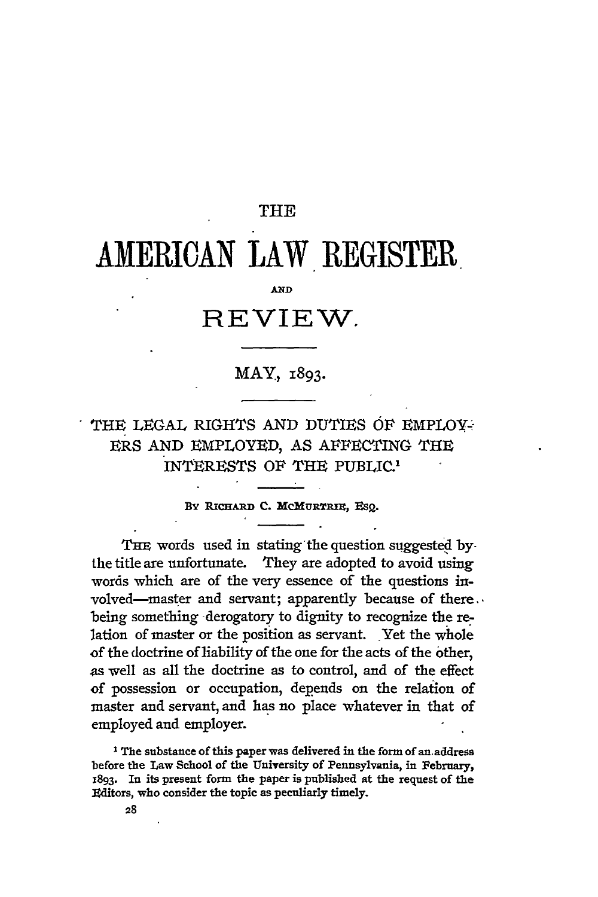# THE AMERICAN LAW REGISTER AND REVIEW.

MAY, 1893.

## THE LEGAL RIGHTS AND DUTIES OF EMPLOYERS AND EMPLOYED, AS AFFECTING THE INTERESTS OF THE PUBLIC.[1]

By RICHARD C. MCMURTRIE, ESQ.

THE words used in stating the question suggested by the title are unfortunate. They are adopted to avoid using words which are of the very essence of the questions involved—master and servant; apparently because of there being something derogatory to dignity to recognize the relation of master or the position as servant. Yet the whole of the doctrine of liability of the one for the acts of the other, as well as all the doctrine as to control, and of the effect of possession or occupation, depends on the relation of master and servant, and has no place whatever in that of employed and employer.

[1] The substance of this paper was delivered in the form of an address before the Law School of the University of Pennsylvania, in February, 1893. In its present form the paper is published at the request of the Editors, who consider the topic as peculiarly timely.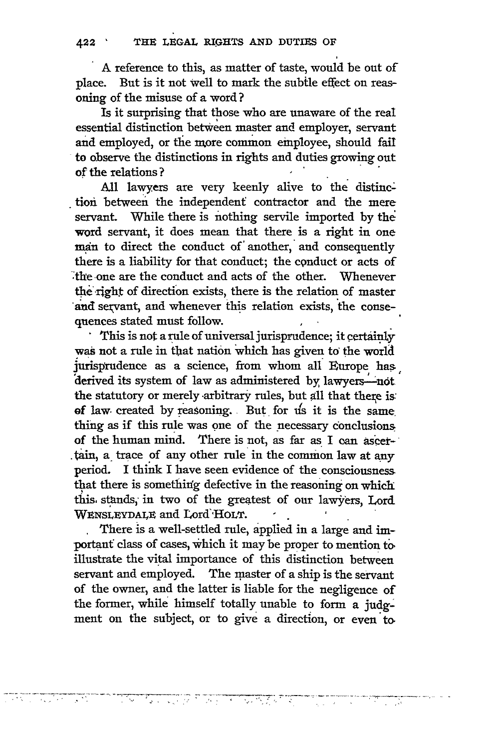A reference to this, as matter of taste, would be out of place. But is it not well to mark the subtle effect on reasoning of the misuse of a word?

Is it surprising that those who are unaware of the real essential distinction between master and employer, servant and employed, or the more common employee, should fail to observe the distinctions in rights and duties growing out of the relations?

All lawyers are very keenly alive to the distinction between the independent contractor and the mere servant. While there is nothing servile imported by the word servant, it does mean that there is a right in one man to direct the conduct of another, and consequently there is a liability for that conduct; the conduct or acts of the one are the conduct and acts of the other. Whenever the right of direction exists, there is the relation of master and servant, and whenever this relation exists, the consequences stated must follow.

This is not a rule of universal jurisprudence; it certainly was not a rule in that nation which has given to the world jurisprudence as a science, from whom all Europe has derived its system of law as administered by lawyers—not the statutory or merely arbitrary rules, but all that there is of law created by reasoning. But for us it is the same thing as if this rule was one of the necessary conclusions of the human mind. There is not, as far as I can ascertain, a trace of any other rule in the common law at any period. I think I have seen evidence of the consciousness that there is something defective in the reasoning on which this stands, in two of the greatest of our lawyers, Lord WENSLEYDALE and Lord HOLT.

There is a well-settled rule, applied in a large and important class of cases, which it may be proper to mention to illustrate the vital importance of this distinction between servant and employed. The master of a ship is the servant of the owner, and the latter is liable for the negligence of the former, while himself totally unable to form a judgment on the subject, or to give a direction, or even to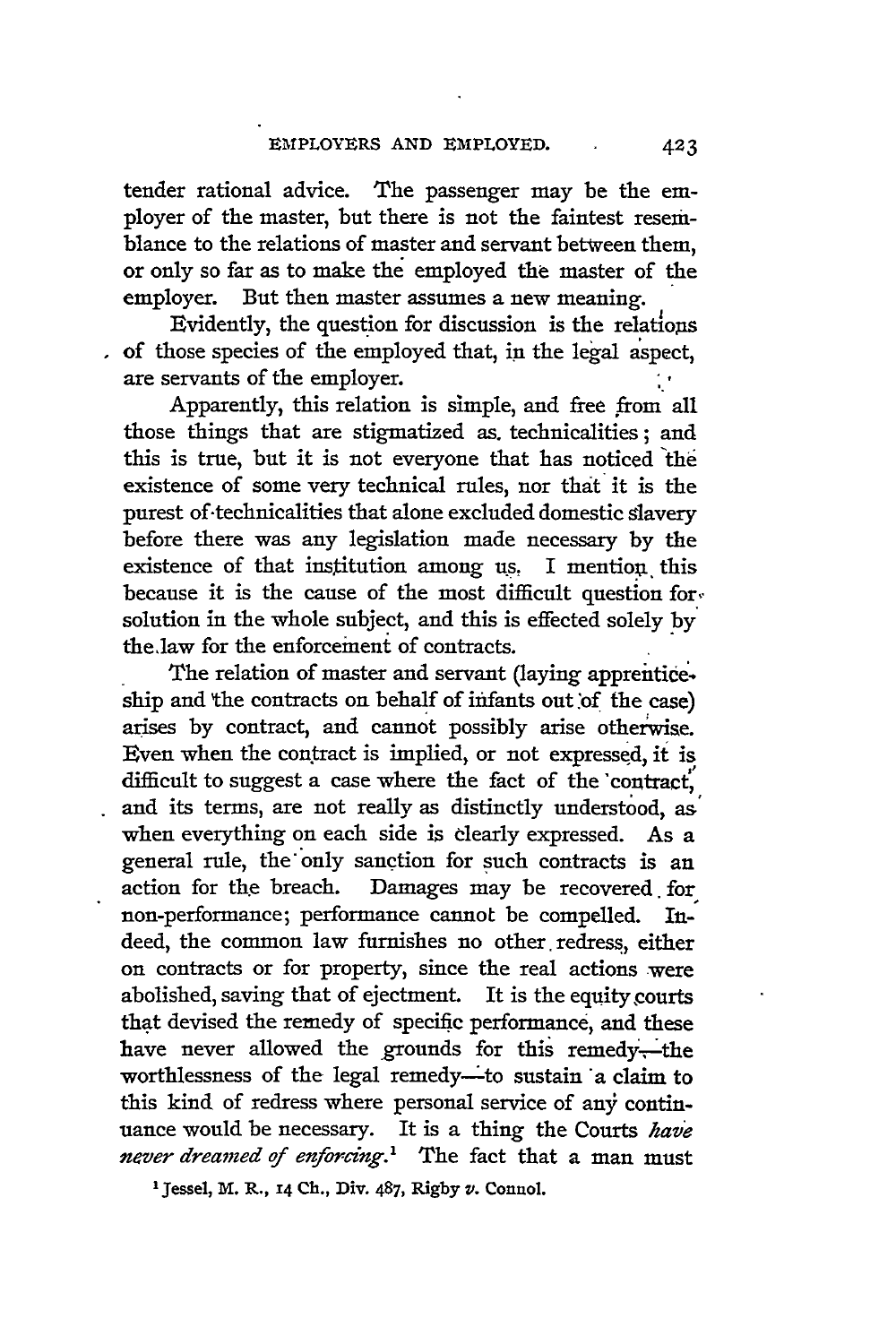tender rational advice. The passenger may be the employer of the master, but there is not the faintest resemblance to the relations of master and servant between them, or only so far as to make the employed the master of the employer. But then master assumes a new meaning.

Evidently, the question for discussion is the relations of those species of the employed that, in the legal aspect, are servants of the employer.

Apparently, this relation is simple, and free from all those things that are stigmatized as technicalities; and this is true, but it is not everyone that has noticed the existence of some very technical rules, nor that it is the purest of technicalities that alone excluded domestic slavery before there was any legislation made necessary by the existence of that institution among us. I mention this because it is the cause of the most difficult question for solution in the whole subject, and this is effected solely by the law for the enforcement of contracts.

The relation of master and servant (laying apprenticeship and the contracts on behalf of infants out of the case) arises by contract, and cannot possibly arise otherwise. Even when the contract is implied, or not expressed, it is difficult to suggest a case where the fact of the contract, and its terms, are not really as distinctly understood, as when everything on each side is clearly expressed. As a general rule, the only sanction for such contracts is an action for the breach. Damages may be recovered for non-performance; performance cannot be compelled. Indeed, the common law furnishes no other redress, either on contracts or for property, since the real actions were abolished, saving that of ejectment. It is the equity courts that devised the remedy of specific performance, and these have never allowed the grounds for this remedy—the worthlessness of the legal remedy—to sustain a claim to this kind of redress where personal service of any continuance would be necessary. It is a thing the Courts *have never dreamed of enforcing*.[1] The fact that a man must

[1] Jessel, M. R., 14 Ch., Div. 487, Rigby *v.* Connol.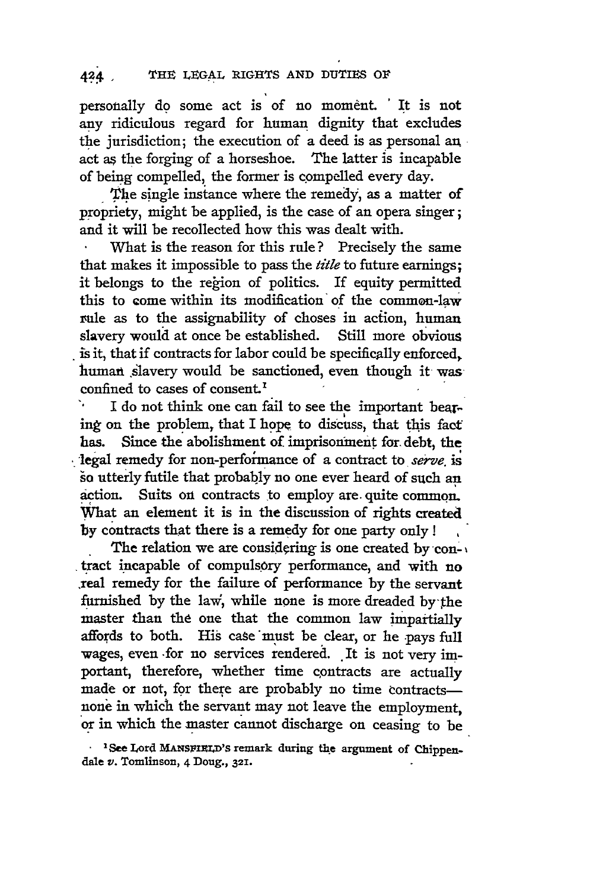personally do some act is of no moment. It is not any ridiculous regard for human dignity that excludes the jurisdiction; the execution of a deed is as personal an act as the forging of a horseshoe. The latter is incapable of being compelled, the former is compelled every day.

The single instance where the remedy, as a matter of propriety, might be applied, is the case of an opera singer; and it will be recollected how this was dealt with.

What is the reason for this rule? Precisely the same that makes it impossible to pass the *title* to future earnings; it belongs to the region of politics. If equity permitted this to come within its modification of the common-law rule as to the assignability of choses in action, human slavery would at once be established. Still more obvious is it, that if contracts for labor could be specifically enforced, human slavery would be sanctioned, even though it was confined to cases of consent.[1]

I do not think one can fail to see the important bearing on the problem, that I hope to discuss, that this fact has. Since the abolishment of imprisonment for debt, the legal remedy for non-performance of a contract to *serve* is so utterly futile that probably no one ever heard of such an action. Suits on contracts to employ are quite common. What an element it is in the discussion of rights created by contracts that there is a remedy for one party only!

The relation we are considering is one created by contract incapable of compulsory performance, and with no real remedy for the failure of performance by the servant furnished by the law, while none is more dreaded by the master than the one that the common law impartially affords to both. His case must be clear, or he pays full wages, even for no services rendered. It is not very important, therefore, whether time contracts are actually made or not, for there are probably no time contracts—none in which the servant may not leave the employment, or in which the master cannot discharge on ceasing to be

[1] See Lord MANSFIELD'S remark during the argument of Chippendale *v.* Tomlinson, 4 Doug., 321.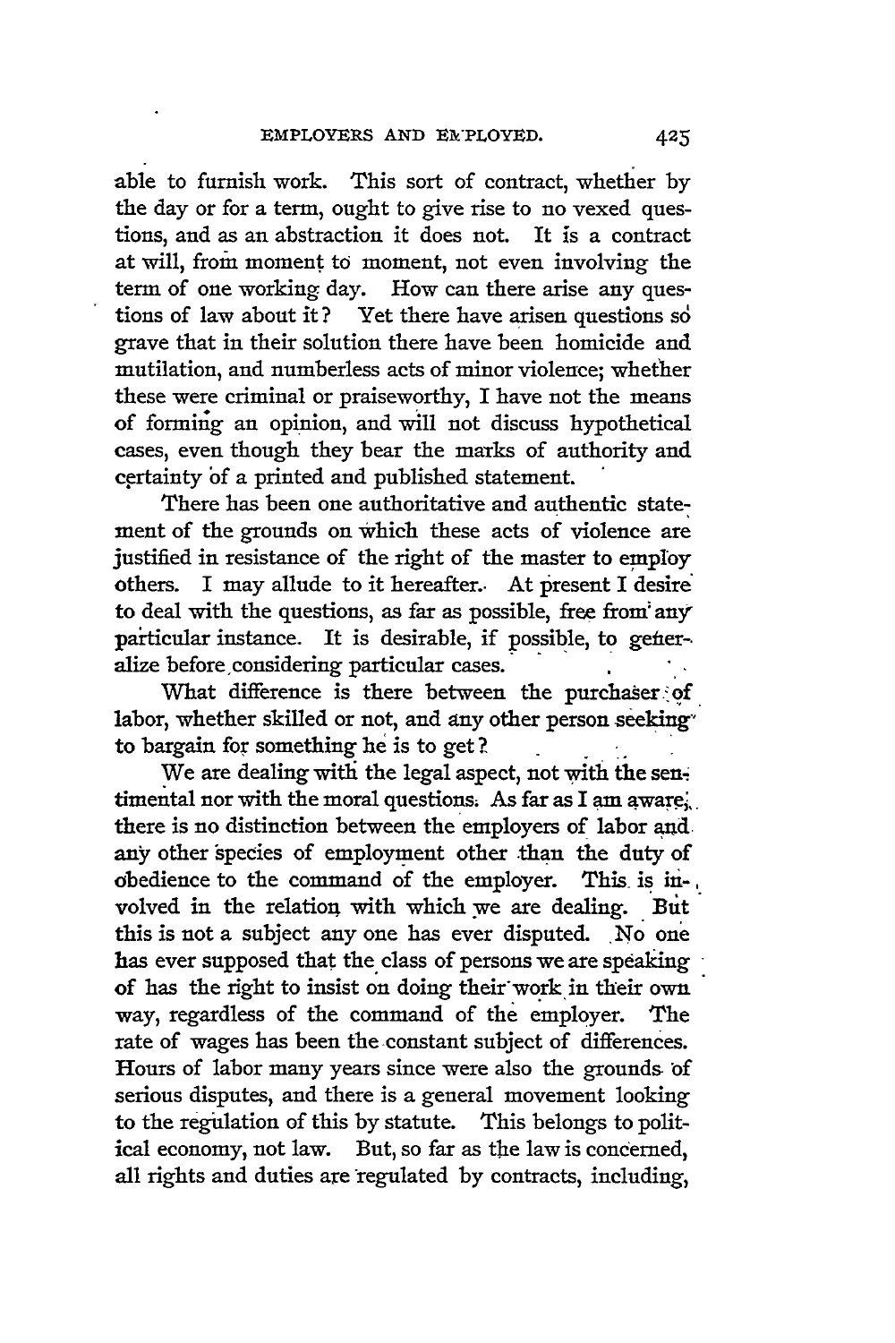able to furnish work. This sort of contract, whether by the day or for a term, ought to give rise to no vexed questions, and as an abstraction it does not. It is a contract at will, from moment to moment, not even involving the term of one working day. How can there arise any questions of law about it? Yet there have arisen questions so grave that in their solution there have been homicide and mutilation, and numberless acts of minor violence; whether these were criminal or praiseworthy, I have not the means of forming an opinion, and will not discuss hypothetical cases, even though they bear the marks of authority and certainty of a printed and published statement.

There has been one authoritative and authentic statement of the grounds on which these acts of violence are justified in resistance of the right of the master to employ others. I may allude to it hereafter. At present I desire to deal with the questions, as far as possible, free from any particular instance. It is desirable, if possible, to generalize before considering particular cases.

What difference is there between the purchaser of labor, whether skilled or not, and any other person seeking to bargain for something he is to get?

We are dealing with the legal aspect, not with the sentimental nor with the moral questions. As far as I am aware, there is no distinction between the employers of labor and any other species of employment other than the duty of obedience to the command of the employer. This is involved in the relation with which we are dealing. But this is not a subject any one has ever disputed. No one has ever supposed that the class of persons we are speaking of has the right to insist on doing their work in their own way, regardless of the command of the employer. The rate of wages has been the constant subject of differences. Hours of labor many years since were also the grounds of serious disputes, and there is a general movement looking to the regulation of this by statute. This belongs to political economy, not law. But, so far as the law is concerned, all rights and duties are regulated by contracts, including,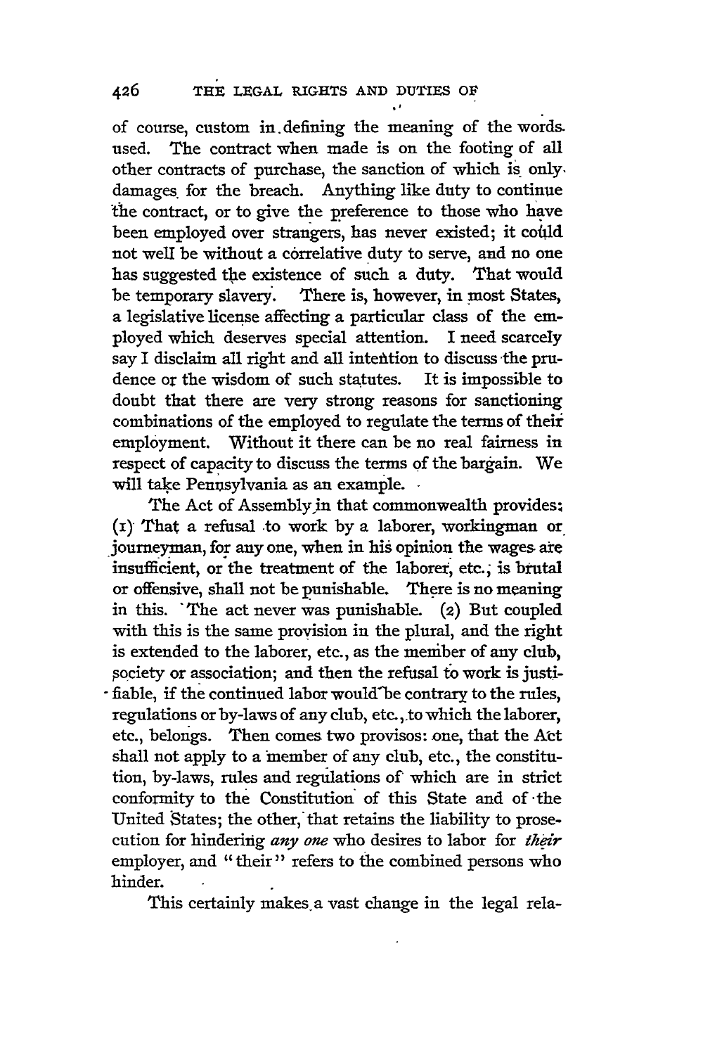of course, custom in defining the meaning of the words used. The contract when made is on the footing of all other contracts of purchase, the sanction of which is only damages for the breach. Anything like duty to continue the contract, or to give the preference to those who have been employed over strangers, has never existed; it could not well be without a correlative duty to serve, and no one has suggested the existence of such a duty. That would be temporary slavery. There is, however, in most States, a legislative license affecting a particular class of the employed which deserves special attention. I need scarcely say I disclaim all right and all intention to discuss the prudence or the wisdom of such statutes. It is impossible to doubt that there are very strong reasons for sanctioning combinations of the employed to regulate the terms of their employment. Without it there can be no real fairness in respect of capacity to discuss the terms of the bargain. We will take Pennsylvania as an example.

The Act of Assembly in that commonwealth provides: (1) That a refusal to work by a laborer, workingman or journeyman, for any one, when in his opinion the wages are insufficient, or the treatment of the laborer, etc., is brutal or offensive, shall not be punishable. There is no meaning in this. The act never was punishable. (2) But coupled with this is the same provision in the plural, and the right is extended to the laborer, etc., as the member of any club, society or association; and then the refusal to work is justifiable, if the continued labor would be contrary to the rules, regulations or by-laws of any club, etc., to which the laborer, etc., belongs. Then comes two provisos: one, that the Act shall not apply to a member of any club, etc., the constitution, by-laws, rules and regulations of which are in strict conformity to the Constitution of this State and of the United States; the other, that retains the liability to prosecution for hindering *any one* who desires to labor for *their* employer, and "their" refers to the combined persons who hinder.

This certainly makes a vast change in the legal rela-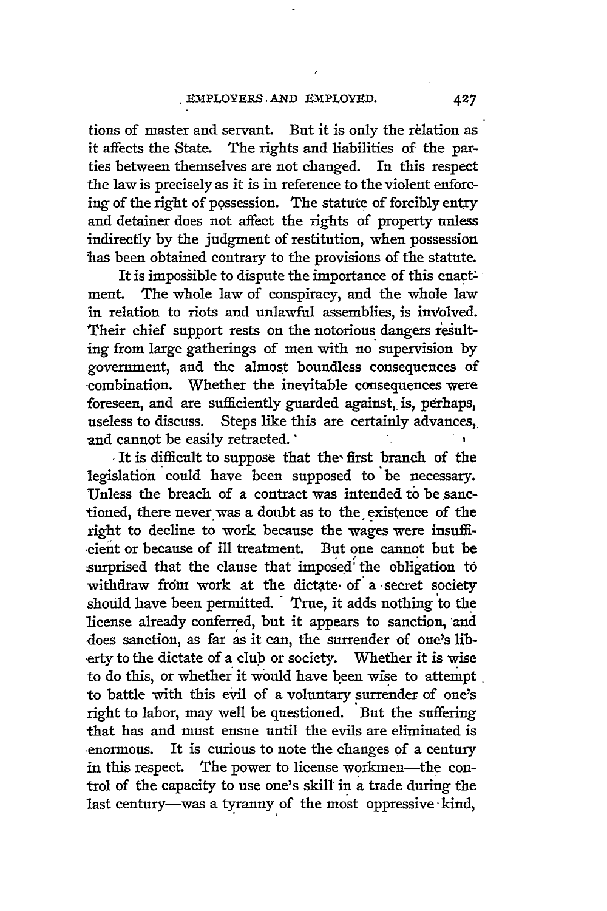tions of master and servant. But it is only the relation as it affects the State. The rights and liabilities of the parties between themselves are not changed. In this respect the law is precisely as it is in reference to the violent enforcing of the right of possession. The statute of forcibly entry and detainer does not affect the rights of property unless indirectly by the judgment of restitution, when possession has been obtained contrary to the provisions of the statute.

It is impossible to dispute the importance of this enactment. The whole law of conspiracy, and the whole law in relation to riots and unlawful assemblies, is involved. Their chief support rests on the notorious dangers resulting from large gatherings of men with no supervision by government, and the almost boundless consequences of combination. Whether the inevitable consequences were foreseen, and are sufficiently guarded against, is, perhaps, useless to discuss. Steps like this are certainly advances, and cannot be easily retracted.

It is difficult to suppose that the first branch of the legislation could have been supposed to be necessary. Unless the breach of a contract was intended to be sanctioned, there never was a doubt as to the existence of the right to decline to work because the wages were insufficient or because of ill treatment. But one cannot but be surprised that the clause that imposed the obligation to withdraw from work at the dictate of a secret society should have been permitted. True, it adds nothing to the license already conferred, but it appears to sanction, and does sanction, as far as it can, the surrender of one's liberty to the dictate of a club or society. Whether it is wise to do this, or whether it would have been wise to attempt to battle with this evil of a voluntary surrender of one's right to labor, may well be questioned. But the suffering that has and must ensue until the evils are eliminated is enormous. It is curious to note the changes of a century in this respect. The power to license workmen—the control of the capacity to use one's skill in a trade during the last century—was a tyranny of the most oppressive kind,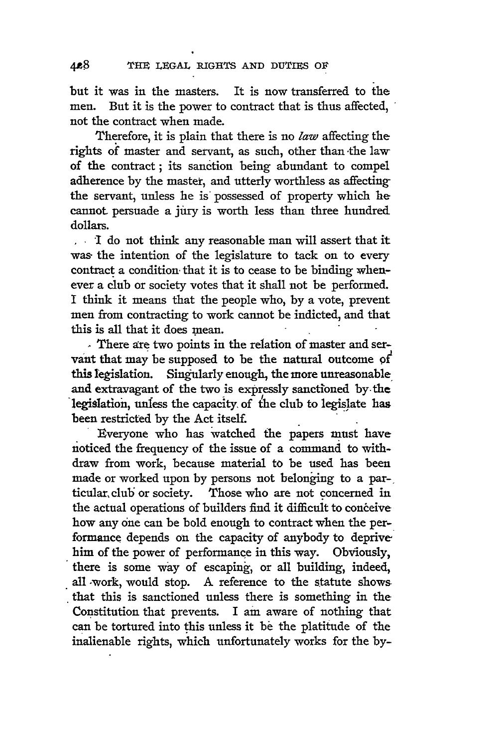but it was in the masters. It is now transferred to the men. But it is the power to contract that is thus affected, not the contract when made.

Therefore, it is plain that there is no *law* affecting the rights of master and servant, as such, other than the law of the contract; its sanction being abundant to compel adherence by the master, and utterly worthless as affecting the servant, unless he is possessed of property which he cannot persuade a jury is worth less than three hundred dollars.

I do not think any reasonable man will assert that it was the intention of the legislature to tack on to every contract a condition that it is to cease to be binding whenever a club or society votes that it shall not be performed. I think it means that the people who, by a vote, prevent men from contracting to work cannot be indicted, and that this is all that it does mean.

There are two points in the relation of master and servant that may be supposed to be the natural outcome of this legislation. Singularly enough, the more unreasonable and extravagant of the two is expressly sanctioned by the legislation, unless the capacity of the club to legislate has been restricted by the Act itself.

Everyone who has watched the papers must have noticed the frequency of the issue of a command to withdraw from work, because material to be used has been made or worked upon by persons not belonging to a particular club or society. Those who are not concerned in the actual operations of builders find it difficult to conceive how any one can be bold enough to contract when the performance depends on the capacity of anybody to deprive him of the power of performance in this way. Obviously, there is some way of escaping, or all building, indeed, all work, would stop. A reference to the statute shows that this is sanctioned unless there is something in the Constitution that prevents. I am aware of nothing that can be tortured into this unless it be the platitude of the inalienable rights, which unfortunately works for the by-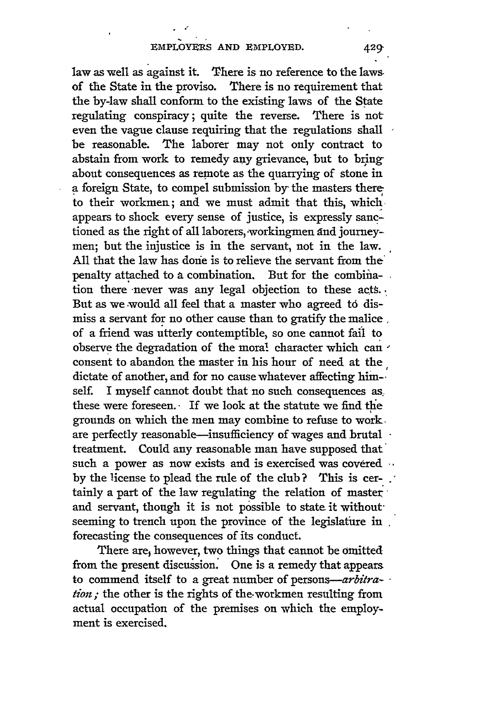law as well as against it. There is no reference to the laws of the State in the proviso. There is no requirement that the by-law shall conform to the existing laws of the State regulating conspiracy; quite the reverse. There is not even the vague clause requiring that the regulations shall be reasonable. The laborer may not only contract to abstain from work to remedy any grievance, but to bring about consequences as remote as the quarrying of stone in a foreign State, to compel submission by the masters there to their workmen; and we must admit that this, which appears to shock every sense of justice, is expressly sanctioned as the right of all laborers, workingmen and journeymen; but the injustice is in the servant, not in the law. All that the law has done is to relieve the servant from the penalty attached to a combination. But for the combination there never was any legal objection to these acts. But as we would all feel that a master who agreed to dismiss a servant for no other cause than to gratify the malice of a friend was utterly contemptible, so one cannot fail to observe the degradation of the moral character which can consent to abandon the master in his hour of need at the dictate of another, and for no cause whatever affecting himself. I myself cannot doubt that no such consequences as these were foreseen. If we look at the statute we find the grounds on which the men may combine to refuse to work are perfectly reasonable—insufficiency of wages and brutal treatment. Could any reasonable man have supposed that such a power as now exists and is exercised was covered by the license to plead the rule of the club? This is certainly a part of the law regulating the relation of master and servant, though it is not possible to state it without seeming to trench upon the province of the legislature in forecasting the consequences of its conduct.

There are, however, two things that cannot be omitted from the present discussion. One is a remedy that appears to commend itself to a great number of persons—*arbitration;* the other is the rights of the workmen resulting from actual occupation of the premises on which the employment is exercised.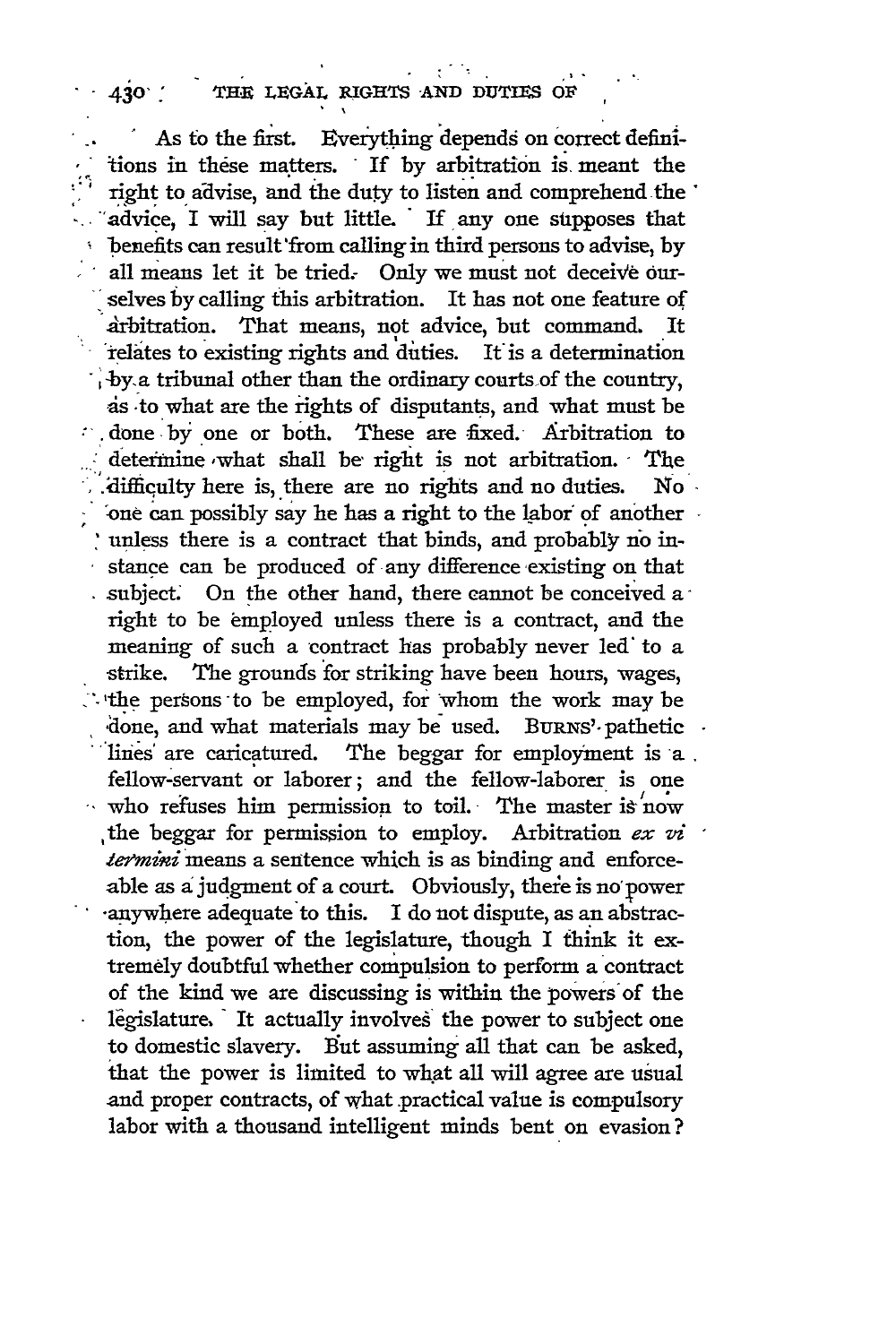As to the first. Everything depends on correct definitions in these matters. If by arbitration is meant the right to advise, and the duty to listen and comprehend the advice, I will say but little. If any one supposes that benefits can result from calling in third persons to advise, by all means let it be tried. Only we must not deceive ourselves by calling this arbitration. It has not one feature of arbitration. That means, not advice, but command. It relates to existing rights and duties. It is a determination by a tribunal other than the ordinary courts of the country, as to what are the rights of disputants, and what must be done by one or both. These are fixed. Arbitration to determine what shall be right is not arbitration. The difficulty here is, there are no rights and no duties. No one can possibly say he has a right to the labor of another unless there is a contract that binds, and probably no instance can be produced of any difference existing on that subject. On the other hand, there cannot be conceived a right to be employed unless there is a contract, and the meaning of such a contract has probably never led to a strike. The grounds for striking have been hours, wages, the persons to be employed, for whom the work may be done, and what materials may be used. BURNS' pathetic lines are caricatured. The beggar for employment is a fellow-servant or laborer; and the fellow-laborer is one who refuses him permission to toil. The master is now the beggar for permission to employ. Arbitration *ex vi termini* means a sentence which is as binding and enforceable as a judgment of a court. Obviously, there is no power anywhere adequate to this. I do not dispute, as an abstraction, the power of the legislature, though I think it extremely doubtful whether compulsion to perform a contract of the kind we are discussing is within the powers of the legislature. It actually involves the power to subject one to domestic slavery. But assuming all that can be asked, that the power is limited to what all will agree are usual and proper contracts, of what practical value is compulsory labor with a thousand intelligent minds bent on evasion?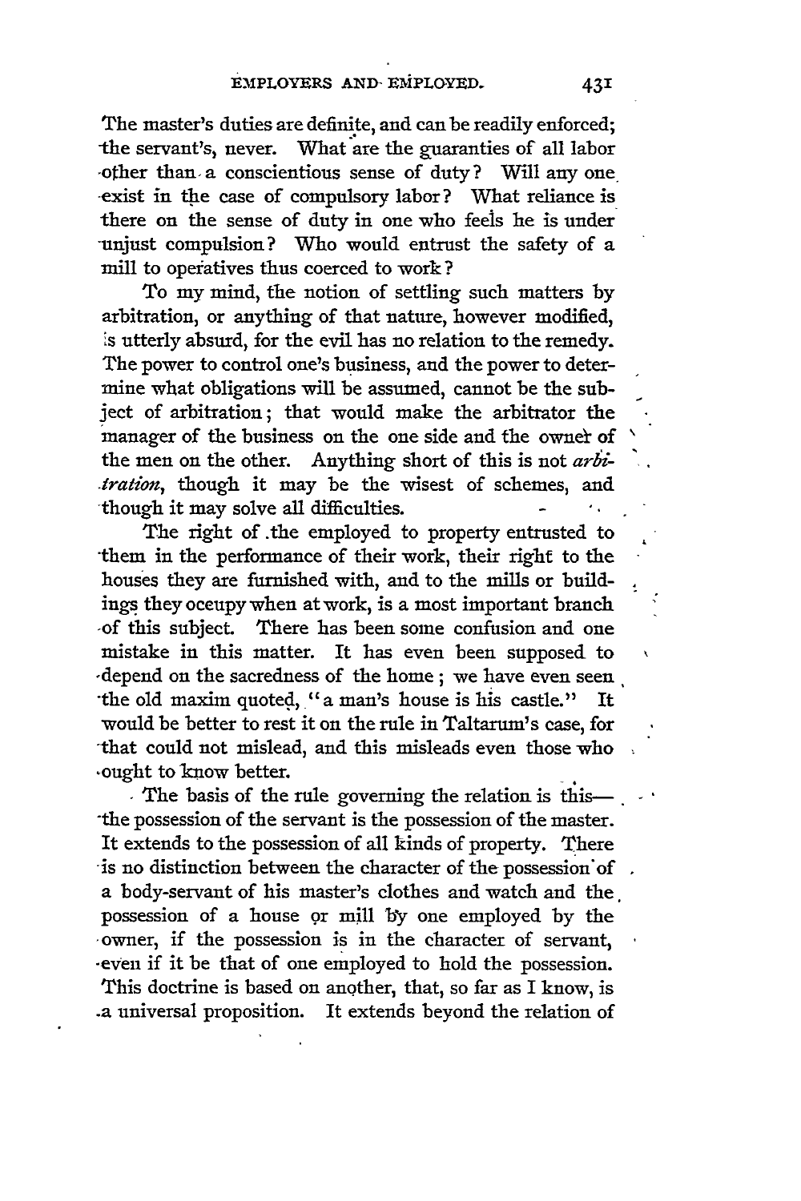The master's duties are definite, and can be readily enforced; the servant's, never. What are the guaranties of all labor other than a conscientious sense of duty? Will any one exist in the case of compulsory labor? What reliance is there on the sense of duty in one who feels he is under unjust compulsion? Who would entrust the safety of a mill to operatives thus coerced to work?

To my mind, the notion of settling such matters by arbitration, or anything of that nature, however modified, is utterly absurd, for the evil has no relation to the remedy. The power to control one's business, and the power to determine what obligations will be assumed, cannot be the subject of arbitration; that would make the arbitrator the manager of the business on the one side and the owner of the men on the other. Anything short of this is not *arbitration*, though it may be the wisest of schemes, and though it may solve all difficulties.

The right of the employed to property entrusted to them in the performance of their work, their right to the houses they are furnished with, and to the mills or buildings they occupy when at work, is a most important branch of this subject. There has been some confusion and one mistake in this matter. It has even been supposed to depend on the sacredness of the home; we have even seen the old maxim quoted, "a man's house is his castle." It would be better to rest it on the rule in Taltarum's case, for that could not mislead, and this misleads even those who ought to know better.

The basis of the rule governing the relation is this—the possession of the servant is the possession of the master. It extends to the possession of all kinds of property. There is no distinction between the character of the possession of a body-servant of his master's clothes and watch and the possession of a house or mill by one employed by the owner, if the possession is in the character of servant, even if it be that of one employed to hold the possession. This doctrine is based on another, that, so far as I know, is a universal proposition. It extends beyond the relation of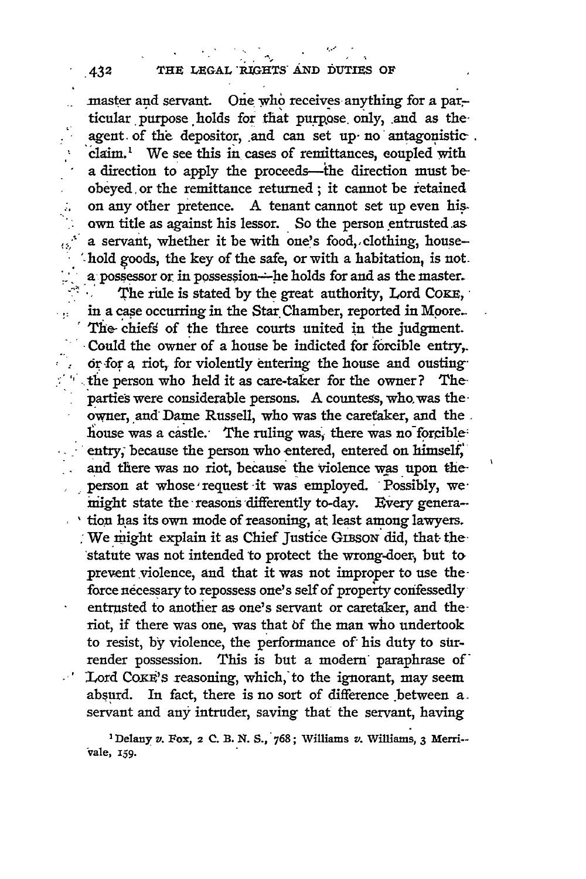master and servant. One who receives anything for a particular purpose holds for that purpose only, and as the agent of the depositor, and can set up no antagonistic claim.[1] We see this in cases of remittances, coupled with a direction to apply the proceeds—the direction must be obeyed or the remittance returned; it cannot be retained on any other pretence. A tenant cannot set up even his own title as against his lessor. So the person entrusted as a servant, whether it be with one's food, clothing, household goods, the key of the safe, or with a habitation, is not a possessor or in possession—he holds for and as the master.

The rule is stated by the great authority, Lord COKE, in a case occurring in the Star Chamber, reported in Moore. The chiefs of the three courts united in the judgment. Could the owner of a house be indicted for forcible entry, or for a riot, for violently entering the house and ousting the person who held it as care-taker for the owner? The parties were considerable persons. A countess, who was the owner, and Dame Russell, who was the caretaker, and the house was a castle. The ruling was, there was no forcible entry, because the person who entered, entered on himself, and there was no riot, because the violence was upon the person at whose request it was employed. Possibly, we might state the reasons differently to-day. Every generation has its own mode of reasoning, at least among lawyers. We might explain it as Chief Justice GIBSON did, that the statute was not intended to protect the wrong-doer, but to prevent violence, and that it was not improper to use the force necessary to repossess one's self of property confessedly entrusted to another as one's servant or caretaker, and the riot, if there was one, was that of the man who undertook to resist, by violence, the performance of his duty to surrender possession. This is but a modern paraphrase of Lord COKE'S reasoning, which, to the ignorant, may seem absurd. In fact, there is no sort of difference between a servant and any intruder, saving that the servant, having

[1] Delany *v.* Fox, 2 C. B. N. S., 768; Williams *v.* Williams, 3 Merrivale, 159.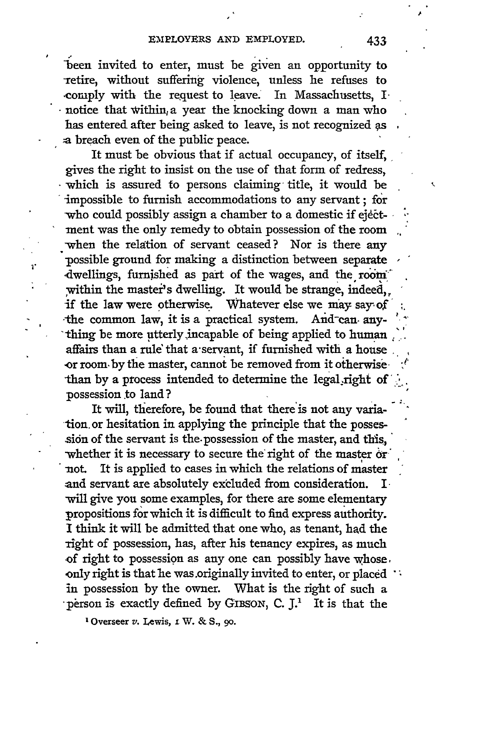been invited to enter, must be given an opportunity to retire, without suffering violence, unless he refuses to comply with the request to leave. In Massachusetts, I notice that within a year the knocking down a man who has entered after being asked to leave, is not recognized as a breach even of the public peace.

It must be obvious that if actual occupancy, of itself, gives the right to insist on the use of that form of redress, which is assured to persons claiming title, it would be impossible to furnish accommodations to any servant; for who could possibly assign a chamber to a domestic if ejectment was the only remedy to obtain possession of the room when the relation of servant ceased? Nor is there any possible ground for making a distinction between separate dwellings, furnished as part of the wages, and the room within the master's dwelling. It would be strange, indeed, if the law were otherwise. Whatever else we may say of the common law, it is a practical system. And can anything be more utterly incapable of being applied to human affairs than a rule that a servant, if furnished with a house or room by the master, cannot be removed from it otherwise than by a process intended to determine the legal right of possession to land?

It will, therefore, be found that there is not any variation or hesitation in applying the principle that the possession of the servant is the possession of the master, and this, whether it is necessary to secure the right of the master or not. It is applied to cases in which the relations of master and servant are absolutely excluded from consideration. I will give you some examples, for there are some elementary propositions for which it is difficult to find express authority. I think it will be admitted that one who, as tenant, had the right of possession, has, after his tenancy expires, as much of right to possession as any one can possibly have whose only right is that he was originally invited to enter, or placed in possession by the owner. What is the right of such a person is exactly defined by GIBSON, C. J.[1] It is that the

[1] Overseer *v.* Lewis, 1 W. & S., 90.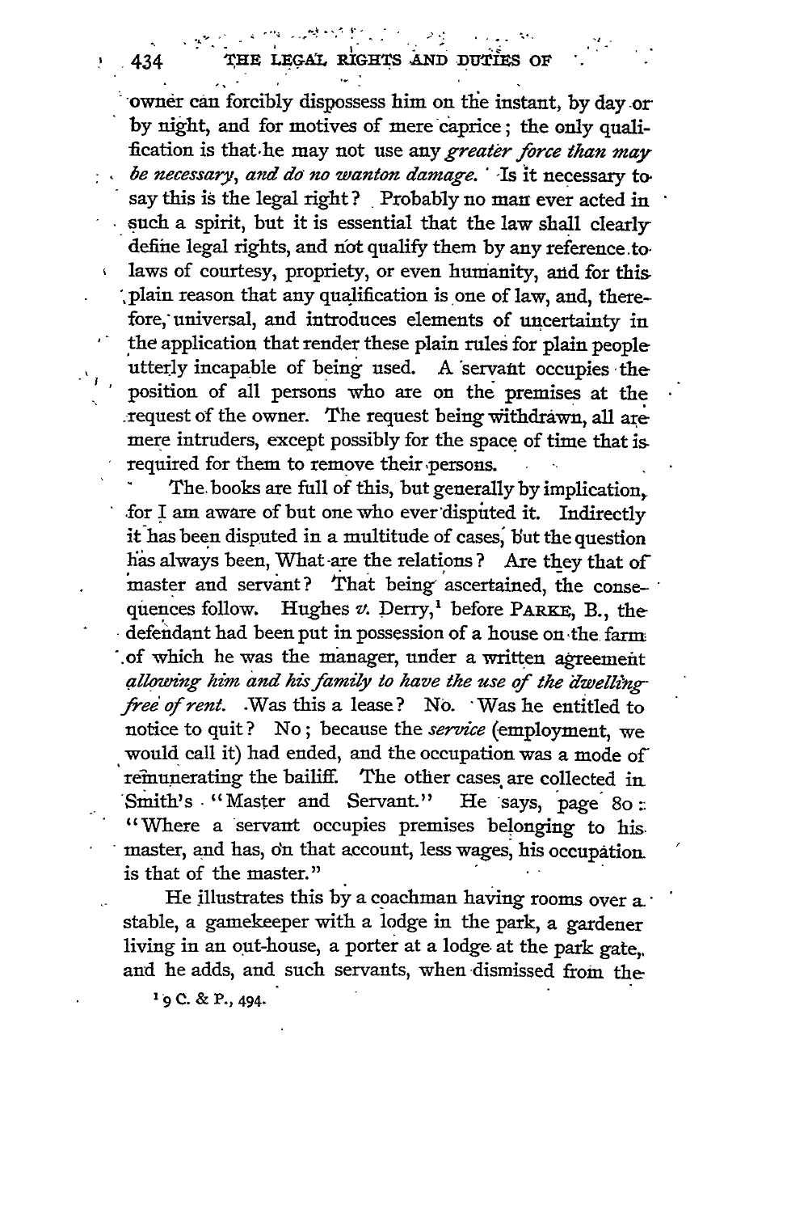owner can forcibly dispossess him on the instant, by day or by night, and for motives of mere caprice; the only qualification is that he may not use any *greater force than may be necessary, and do no wanton damage.* Is it necessary to say this is the legal right? Probably no man ever acted in such a spirit, but it is essential that the law shall clearly define legal rights, and not qualify them by any reference to laws of courtesy, propriety, or even humanity, and for this plain reason that any qualification is one of law, and, therefore, universal, and introduces elements of uncertainty in the application that render these plain rules for plain people utterly incapable of being used. A servant occupies the position of all persons who are on the premises at the request of the owner. The request being withdrawn, all are mere intruders, except possibly for the space of time that is required for them to remove their persons.

The books are full of this, but generally by implication, for I am aware of but one who ever disputed it. Indirectly it has been disputed in a multitude of cases, but the question has always been, What are the relations? Are they that of master and servant? That being ascertained, the consequences follow. Hughes *v.* Derry,[1] before PARKE, B., the defendant had been put in possession of a house on the farm of which he was the manager, under a written agreement *allowing him and his family to have the use of the dwelling free of rent.* Was this a lease? No. Was he entitled to notice to quit? No; because the *service* (employment, we would call it) had ended, and the occupation was a mode of remunerating the bailiff. The other cases are collected in Smith's "Master and Servant." He says, page 80: "Where a servant occupies premises belonging to his master, and has, on that account, less wages, his occupation is that of the master."

He illustrates this by a coachman having rooms over a stable, a gamekeeper with a lodge in the park, a gardener living in an out-house, a porter at a lodge at the park gate, and he adds, and such servants, when dismissed from the

[1] 9 C. & P., 494.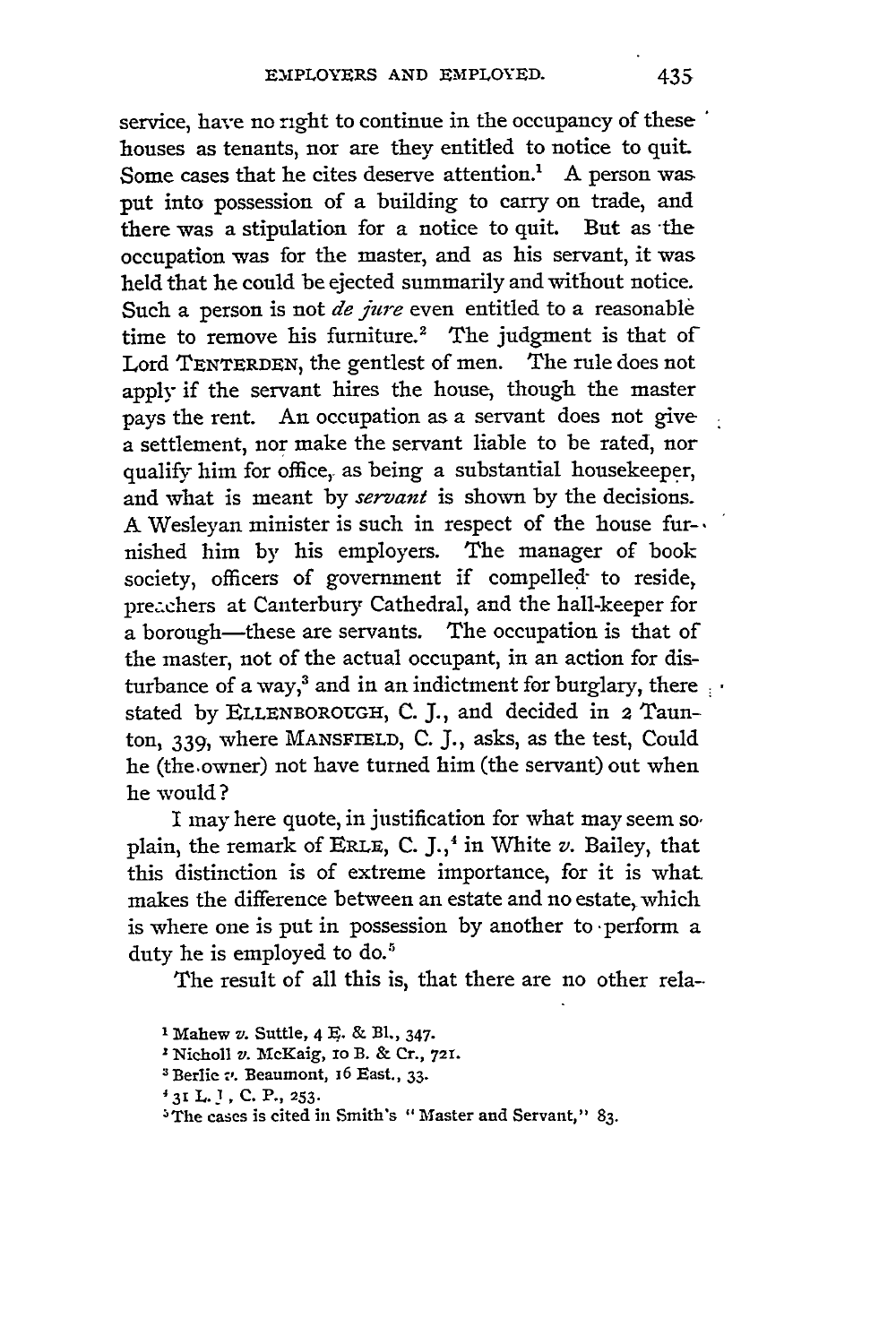service, have no right to continue in the occupancy of these houses as tenants, nor are they entitled to notice to quit. Some cases that he cites deserve attention.[1] A person was put into possession of a building to carry on trade, and there was a stipulation for a notice to quit. But as the occupation was for the master, and as his servant, it was held that he could be ejected summarily and without notice. Such a person is not *de jure* even entitled to a reasonable time to remove his furniture.[2] The judgment is that of Lord TENTERDEN, the gentlest of men. The rule does not apply if the servant hires the house, though the master pays the rent. An occupation as a servant does not give a settlement, nor make the servant liable to be rated, nor qualify him for office, as being a substantial housekeeper, and what is meant by *servant* is shown by the decisions. A Wesleyan minister is such in respect of the house furnished him by his employers. The manager of book society, officers of government if compelled to reside, preachers at Canterbury Cathedral, and the hall-keeper for a borough—these are servants. The occupation is that of the master, not of the actual occupant, in an action for disturbance of a way,[3] and in an indictment for burglary, there stated by ELLENBOROUGH, C. J., and decided in 2 Taunton, 339, where MANSFIELD, C. J., asks, as the test, Could he (the owner) not have turned him (the servant) out when he would?

I may here quote, in justification for what may seem so plain, the remark of ERLE, C. J.,[4] in White *v.* Bailey, that this distinction is of extreme importance, for it is what makes the difference between an estate and no estate, which is where one is put in possession by another to perform a duty he is employed to do.[5]

The result of all this is, that there are no other rela-

[1] Mahew *v.* Suttle, 4 E. & Bl., 347.

[2] Nicholl *v.* McKaig, 10 B. & Cr., 721.

[3] Berlie *v.* Beaumont, 16 East., 33.

[4] 31 L. J., C. P., 253.

[5] The cases is cited in Smith's "Master and Servant," 83.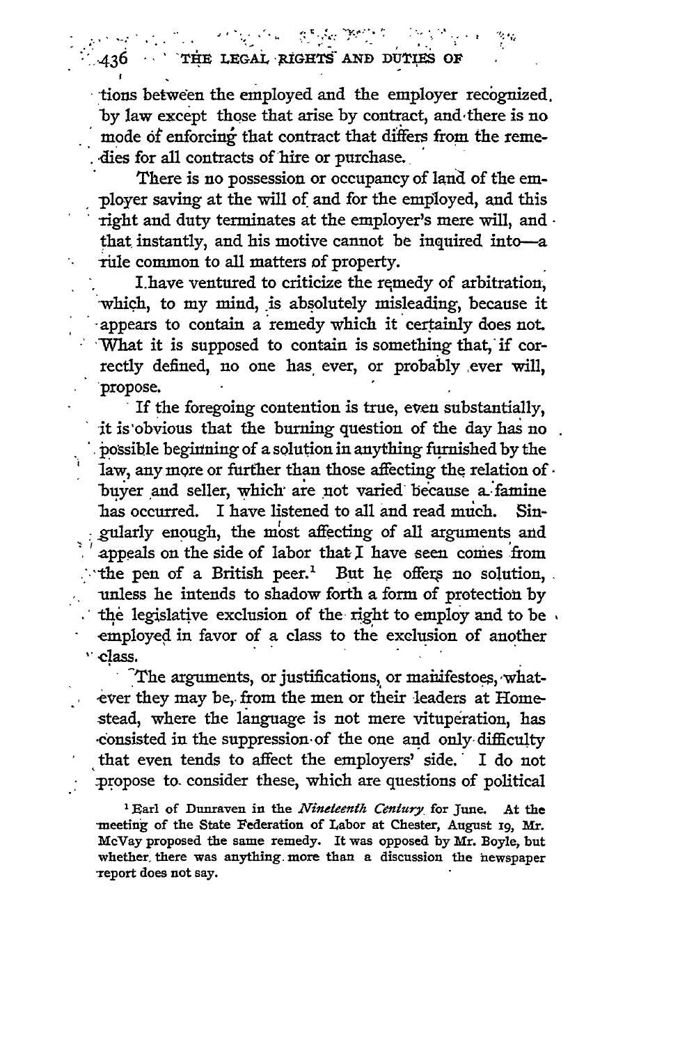tions between the employed and the employer recognized by law except those that arise by contract, and there is no mode of enforcing that contract that differs from the remedies for all contracts of hire or purchase.

There is no possession or occupancy of land of the employer saving at the will of and for the employed, and this right and duty terminates at the employer's mere will, and that instantly, and his motive cannot be inquired into—a rule common to all matters of property.

I have ventured to criticize the remedy of arbitration, which, to my mind, is absolutely misleading, because it appears to contain a remedy which it certainly does not. What it is supposed to contain is something that, if correctly defined, no one has ever, or probably ever will, propose.

If the foregoing contention is true, even substantially, it is obvious that the burning question of the day has no possible beginning of a solution in anything furnished by the law, any more or further than those affecting the relation of buyer and seller, which are not varied because a famine has occurred. I have listened to all and read much. Singularly enough, the most affecting of all arguments and appeals on the side of labor that I have seen comes from the pen of a British peer.[1] But he offers no solution, unless he intends to shadow forth a form of protection by the legislative exclusion of the right to employ and to be employed in favor of a class to the exclusion of another class.

The arguments, or justifications, or manifestoes, whatever they may be, from the men or their leaders at Homestead, where the language is not mere vituperation, has consisted in the suppression of the one and only difficulty that even tends to affect the employers' side. I do not propose to consider these, which are questions of political

[1] Earl of Dunraven in the *Nineteenth Century* for June. At the meeting of the State Federation of Labor at Chester, August 19, Mr. McVay proposed the same remedy. It was opposed by Mr. Boyle, but whether there was anything more than a discussion the newspaper report does not say.